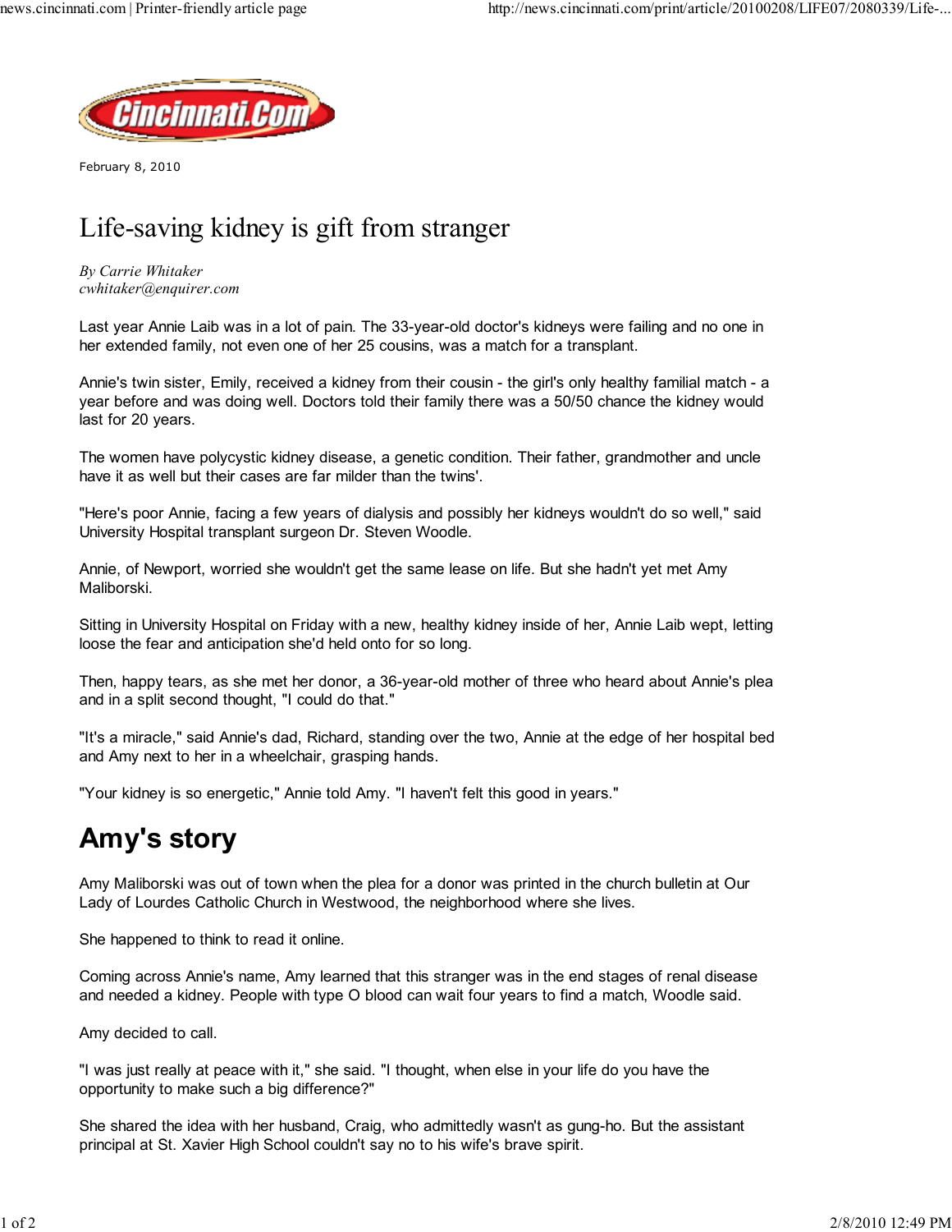February 8, 2010

# Life-saving kidney is gift from stranger

*By Carrie Whitaker*
*cwhitaker@enquirer.com*

Last year Annie Laib was in a lot of pain. The 33-year-old doctor's kidneys were failing and no one in her extended family, not even one of her 25 cousins, was a match for a transplant.

Annie's twin sister, Emily, received a kidney from their cousin - the girl's only healthy familial match - a year before and was doing well. Doctors told their family there was a 50/50 chance the kidney would last for 20 years.

The women have polycystic kidney disease, a genetic condition. Their father, grandmother and uncle have it as well but their cases are far milder than the twins'.

"Here's poor Annie, facing a few years of dialysis and possibly her kidneys wouldn't do so well," said University Hospital transplant surgeon Dr. Steven Woodle.

Annie, of Newport, worried she wouldn't get the same lease on life. But she hadn't yet met Amy Maliborski.

Sitting in University Hospital on Friday with a new, healthy kidney inside of her, Annie Laib wept, letting loose the fear and anticipation she'd held onto for so long.

Then, happy tears, as she met her donor, a 36-year-old mother of three who heard about Annie's plea and in a split second thought, "I could do that."

"It's a miracle," said Annie's dad, Richard, standing over the two, Annie at the edge of her hospital bed and Amy next to her in a wheelchair, grasping hands.

"Your kidney is so energetic," Annie told Amy. "I haven't felt this good in years."

## Amy's story

Amy Maliborski was out of town when the plea for a donor was printed in the church bulletin at Our Lady of Lourdes Catholic Church in Westwood, the neighborhood where she lives.

She happened to think to read it online.

Coming across Annie's name, Amy learned that this stranger was in the end stages of renal disease and needed a kidney. People with type O blood can wait four years to find a match, Woodle said.

Amy decided to call.

"I was just really at peace with it," she said. "I thought, when else in your life do you have the opportunity to make such a big difference?"

She shared the idea with her husband, Craig, who admittedly wasn't as gung-ho. But the assistant principal at St. Xavier High School couldn't say no to his wife's brave spirit.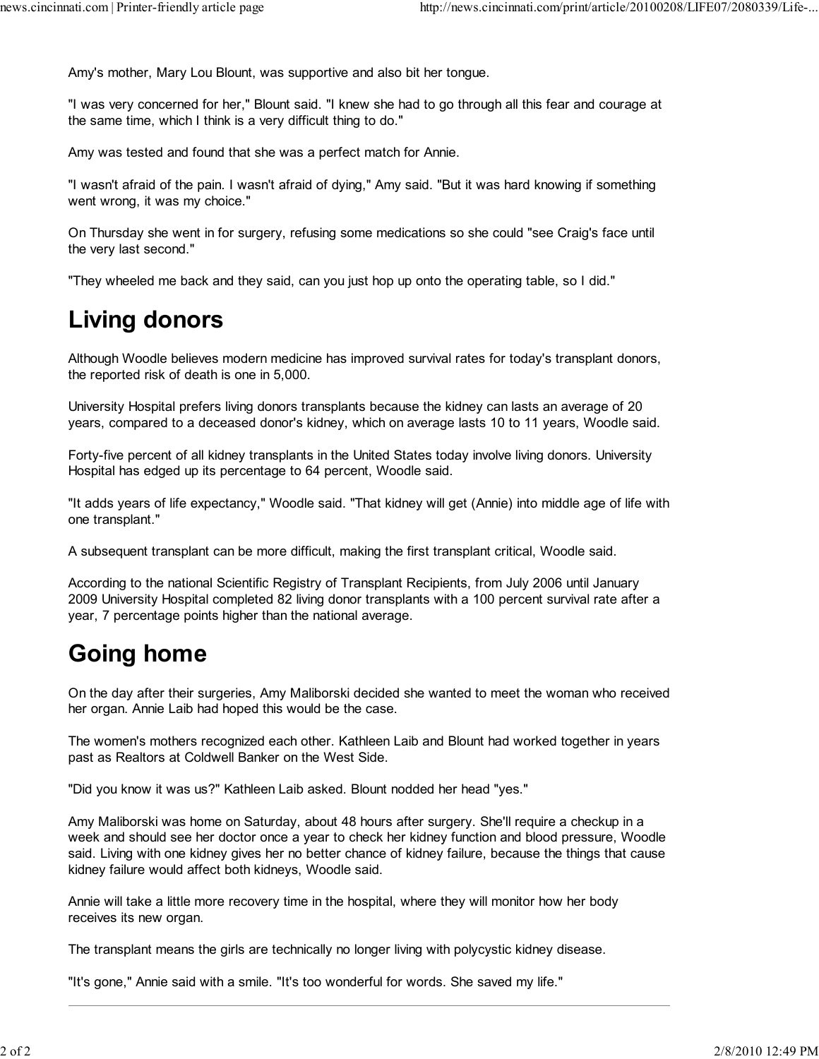Amy's mother, Mary Lou Blount, was supportive and also bit her tongue.

"I was very concerned for her," Blount said. "I knew she had to go through all this fear and courage at the same time, which I think is a very difficult thing to do."

Amy was tested and found that she was a perfect match for Annie.

"I wasn't afraid of the pain. I wasn't afraid of dying," Amy said. "But it was hard knowing if something went wrong, it was my choice."

On Thursday she went in for surgery, refusing some medications so she could "see Craig's face until the very last second."

"They wheeled me back and they said, can you just hop up onto the operating table, so I did."

# Living donors

Although Woodle believes modern medicine has improved survival rates for today's transplant donors, the reported risk of death is one in 5,000.

University Hospital prefers living donors transplants because the kidney can lasts an average of 20 years, compared to a deceased donor's kidney, which on average lasts 10 to 11 years, Woodle said.

Forty-five percent of all kidney transplants in the United States today involve living donors. University Hospital has edged up its percentage to 64 percent, Woodle said.

"It adds years of life expectancy," Woodle said. "That kidney will get (Annie) into middle age of life with one transplant."

A subsequent transplant can be more difficult, making the first transplant critical, Woodle said.

According to the national Scientific Registry of Transplant Recipients, from July 2006 until January 2009 University Hospital completed 82 living donor transplants with a 100 percent survival rate after a year, 7 percentage points higher than the national average.

# Going home

On the day after their surgeries, Amy Maliborski decided she wanted to meet the woman who received her organ. Annie Laib had hoped this would be the case.

The women's mothers recognized each other. Kathleen Laib and Blount had worked together in years past as Realtors at Coldwell Banker on the West Side.

"Did you know it was us?" Kathleen Laib asked. Blount nodded her head "yes."

Amy Maliborski was home on Saturday, about 48 hours after surgery. She'll require a checkup in a week and should see her doctor once a year to check her kidney function and blood pressure, Woodle said. Living with one kidney gives her no better chance of kidney failure, because the things that cause kidney failure would affect both kidneys, Woodle said.

Annie will take a little more recovery time in the hospital, where they will monitor how her body receives its new organ.

The transplant means the girls are technically no longer living with polycystic kidney disease.

"It's gone," Annie said with a smile. "It's too wonderful for words. She saved my life."